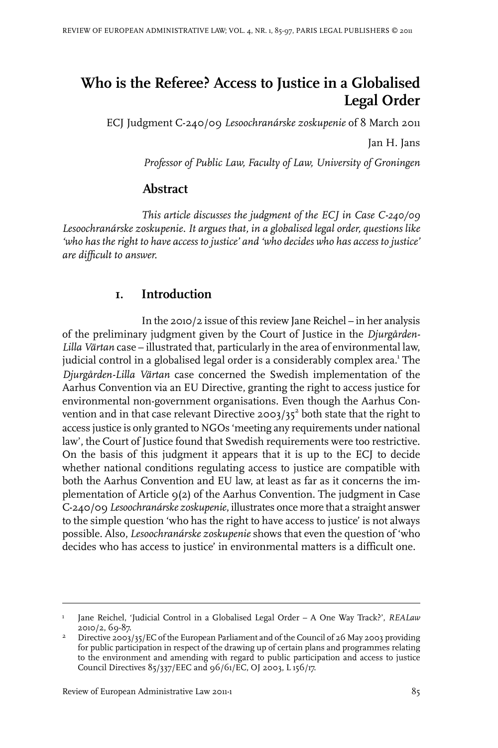# Who is the Referee? Access to Justice in a Globalised Legal Order

ECJ Judgment C-240/09 *Lesoochranárske zoskupenie* of 8 March 2011

Jan H. Jans

*Professor of Public Law, Faculty of Law, University of Groningen*

## Abstract

*This article discusses the judgment of the ECJ in Case C-240/09 Lesoochranárske zoskupenie. It argues that, in a globalised legal order, questions like 'who has the right to have access to justice' and 'who decides who has access to justice' are difficult to answer.*

## 1. Introduction

In the 2010/2 issue of this review Jane Reichel – in her analysis of the preliminary judgment given by the Court of Justice in the *Djurgården-Lilla Värtan* case – illustrated that, particularly in the area of environmental law, judicial control in a globalised legal order is a considerably complex area.[1] The *Djurgården-Lilla Värtan* case concerned the Swedish implementation of the Aarhus Convention via an EU Directive, granting the right to access justice for environmental non-government organisations. Even though the Aarhus Convention and in that case relevant Directive 2003/35[2] both state that the right to access justice is only granted to NGOs 'meeting any requirements under national law', the Court of Justice found that Swedish requirements were too restrictive. On the basis of this judgment it appears that it is up to the ECJ to decide whether national conditions regulating access to justice are compatible with both the Aarhus Convention and EU law, at least as far as it concerns the implementation of Article 9(2) of the Aarhus Convention. The judgment in Case C-240/09 *Lesoochranárske zoskupenie*, illustrates once more that a straight answer to the simple question 'who has the right to have access to justice' is not always possible. Also, *Lesoochranárske zoskupenie* shows that even the question of 'who decides who has access to justice' in environmental matters is a difficult one.

---

[1] Jane Reichel, 'Judicial Control in a Globalised Legal Order – A One Way Track?', *REALaw* 2010/2, 69-87.

[2] Directive 2003/35/EC of the European Parliament and of the Council of 26 May 2003 providing for public participation in respect of the drawing up of certain plans and programmes relating to the environment and amending with regard to public participation and access to justice Council Directives 85/337/EEC and 96/61/EC, OJ 2003, L 156/17.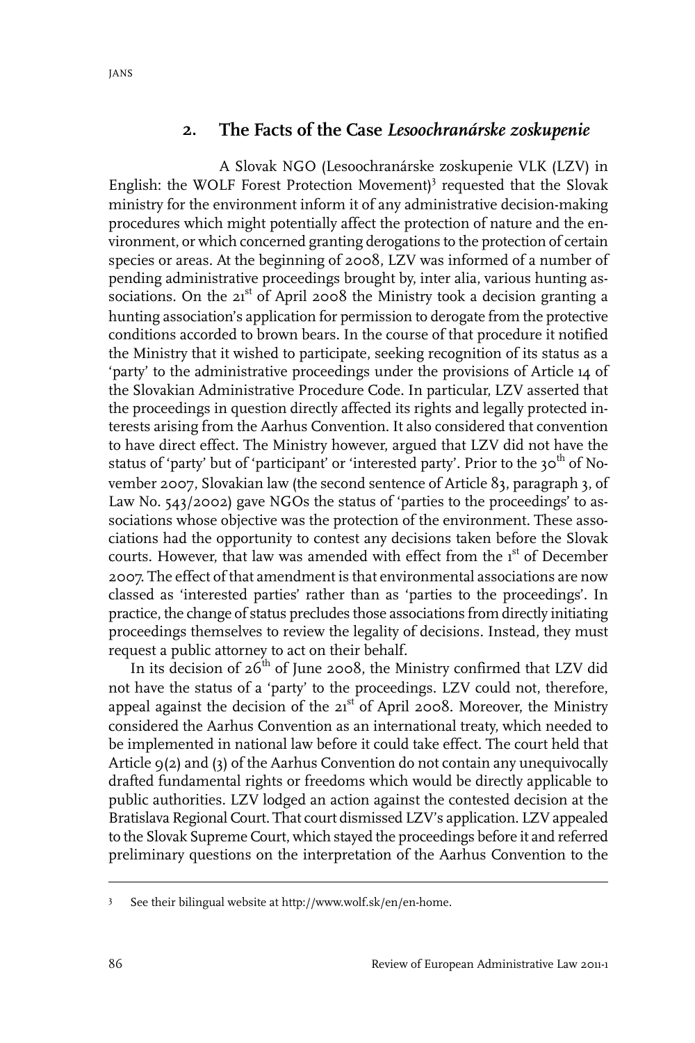## 2. The Facts of the Case *Lesoochranárske zoskupenie*

A Slovak NGO (Lesoochranárske zoskupenie VLK (LZV) in English: the WOLF Forest Protection Movement)[3] requested that the Slovak ministry for the environment inform it of any administrative decision-making procedures which might potentially affect the protection of nature and the environment, or which concerned granting derogations to the protection of certain species or areas. At the beginning of 2008, LZV was informed of a number of pending administrative proceedings brought by, inter alia, various hunting associations. On the 21st of April 2008 the Ministry took a decision granting a hunting association's application for permission to derogate from the protective conditions accorded to brown bears. In the course of that procedure it notified the Ministry that it wished to participate, seeking recognition of its status as a 'party' to the administrative proceedings under the provisions of Article 14 of the Slovakian Administrative Procedure Code. In particular, LZV asserted that the proceedings in question directly affected its rights and legally protected interests arising from the Aarhus Convention. It also considered that convention to have direct effect. The Ministry however, argued that LZV did not have the status of 'party' but of 'participant' or 'interested party'. Prior to the 30th of November 2007, Slovakian law (the second sentence of Article 83, paragraph 3, of Law No. 543/2002) gave NGOs the status of 'parties to the proceedings' to associations whose objective was the protection of the environment. These associations had the opportunity to contest any decisions taken before the Slovak courts. However, that law was amended with effect from the 1st of December 2007. The effect of that amendment is that environmental associations are now classed as 'interested parties' rather than as 'parties to the proceedings'. In practice, the change of status precludes those associations from directly initiating proceedings themselves to review the legality of decisions. Instead, they must request a public attorney to act on their behalf.

In its decision of 26th of June 2008, the Ministry confirmed that LZV did not have the status of a 'party' to the proceedings. LZV could not, therefore, appeal against the decision of the 21st of April 2008. Moreover, the Ministry considered the Aarhus Convention as an international treaty, which needed to be implemented in national law before it could take effect. The court held that Article 9(2) and (3) of the Aarhus Convention do not contain any unequivocally drafted fundamental rights or freedoms which would be directly applicable to public authorities. LZV lodged an action against the contested decision at the Bratislava Regional Court. That court dismissed LZV's application. LZV appealed to the Slovak Supreme Court, which stayed the proceedings before it and referred preliminary questions on the interpretation of the Aarhus Convention to the

---

[3] See their bilingual website at http://www.wolf.sk/en/en-home.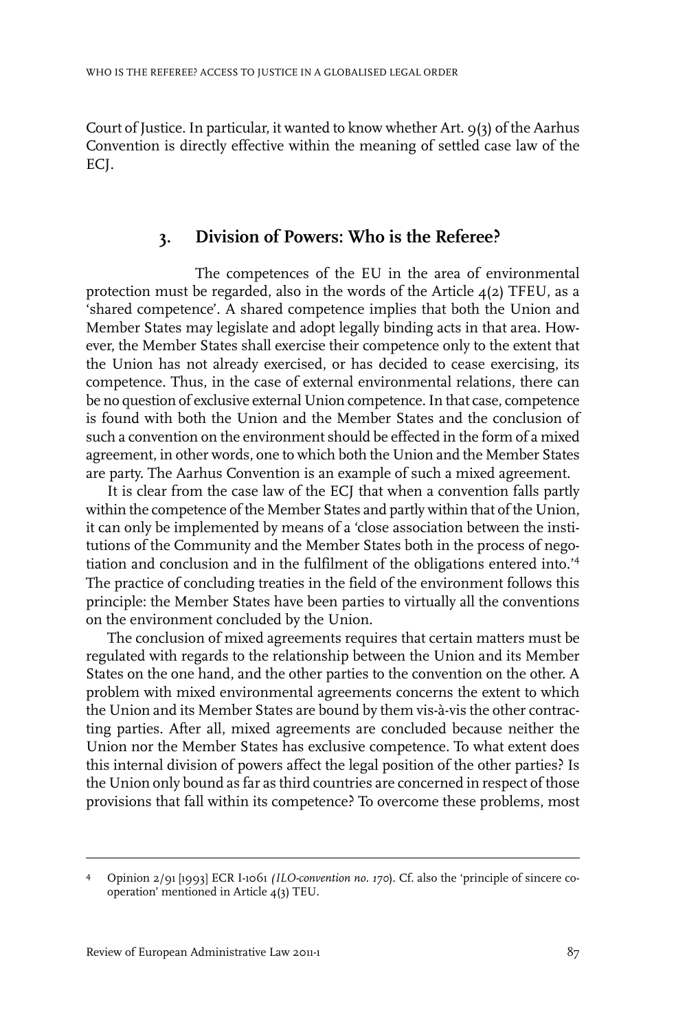Court of Justice. In particular, it wanted to know whether Art. 9(3) of the Aarhus Convention is directly effective within the meaning of settled case law of the ECJ.

## 3. Division of Powers: Who is the Referee?

The competences of the EU in the area of environmental protection must be regarded, also in the words of the Article 4(2) TFEU, as a 'shared competence'. A shared competence implies that both the Union and Member States may legislate and adopt legally binding acts in that area. However, the Member States shall exercise their competence only to the extent that the Union has not already exercised, or has decided to cease exercising, its competence. Thus, in the case of external environmental relations, there can be no question of exclusive external Union competence. In that case, competence is found with both the Union and the Member States and the conclusion of such a convention on the environment should be effected in the form of a mixed agreement, in other words, one to which both the Union and the Member States are party. The Aarhus Convention is an example of such a mixed agreement.

It is clear from the case law of the ECJ that when a convention falls partly within the competence of the Member States and partly within that of the Union, it can only be implemented by means of a 'close association between the institutions of the Community and the Member States both in the process of negotiation and conclusion and in the fulfilment of the obligations entered into.'[4] The practice of concluding treaties in the field of the environment follows this principle: the Member States have been parties to virtually all the conventions on the environment concluded by the Union.

The conclusion of mixed agreements requires that certain matters must be regulated with regards to the relationship between the Union and its Member States on the one hand, and the other parties to the convention on the other. A problem with mixed environmental agreements concerns the extent to which the Union and its Member States are bound by them vis-à-vis the other contracting parties. After all, mixed agreements are concluded because neither the Union nor the Member States has exclusive competence. To what extent does this internal division of powers affect the legal position of the other parties? Is the Union only bound as far as third countries are concerned in respect of those provisions that fall within its competence? To overcome these problems, most

---

[4] Opinion 2/91 [1993] ECR I-1061 *(ILO-convention no. 170)*. Cf. also the 'principle of sincere co-operation' mentioned in Article 4(3) TEU.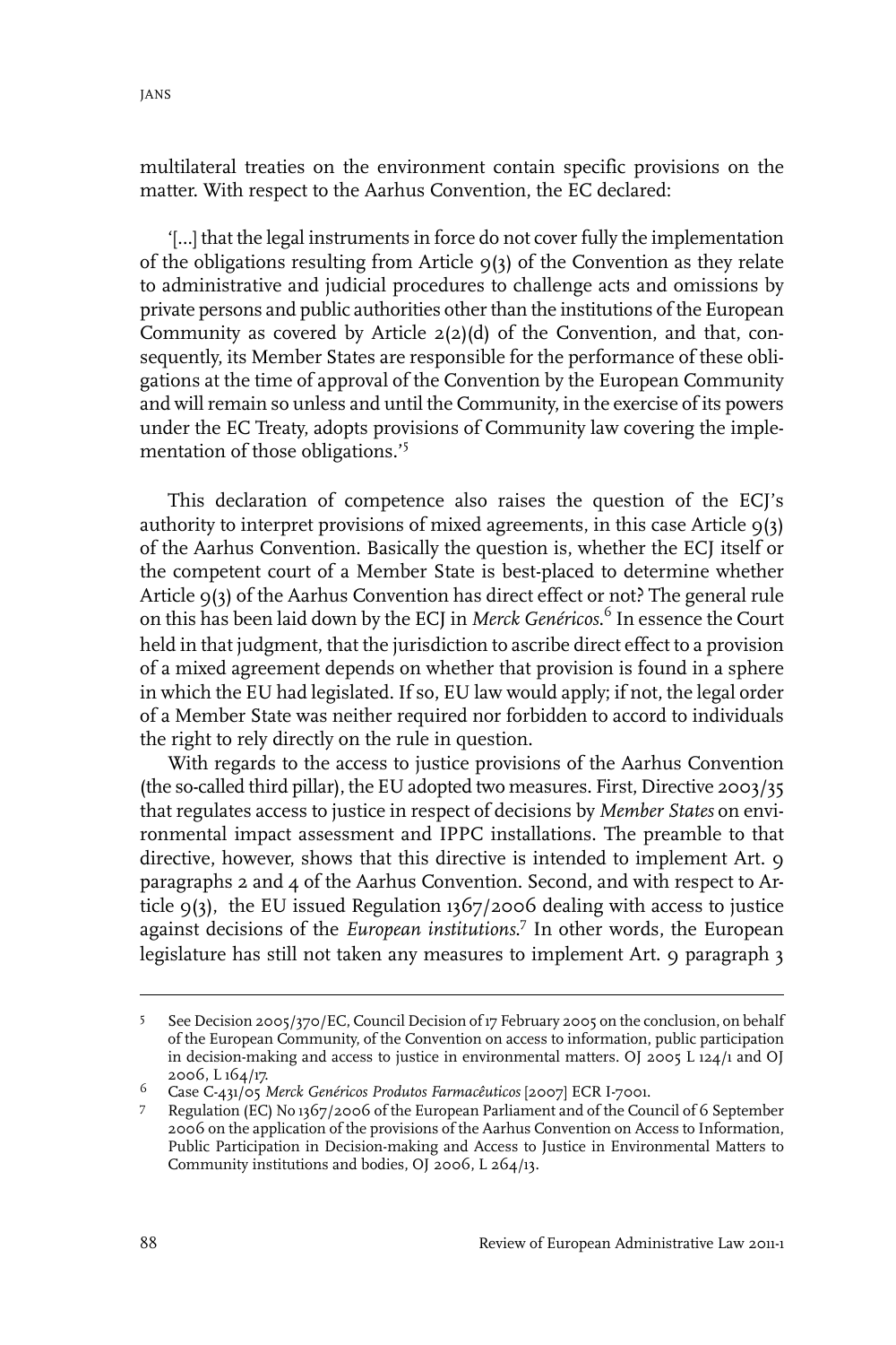multilateral treaties on the environment contain specific provisions on the matter. With respect to the Aarhus Convention, the EC declared:

> '[...] that the legal instruments in force do not cover fully the implementation of the obligations resulting from Article 9(3) of the Convention as they relate to administrative and judicial procedures to challenge acts and omissions by private persons and public authorities other than the institutions of the European Community as covered by Article 2(2)(d) of the Convention, and that, consequently, its Member States are responsible for the performance of these obligations at the time of approval of the Convention by the European Community and will remain so unless and until the Community, in the exercise of its powers under the EC Treaty, adopts provisions of Community law covering the implementation of those obligations.'[5]

This declaration of competence also raises the question of the ECJ's authority to interpret provisions of mixed agreements, in this case Article 9(3) of the Aarhus Convention. Basically the question is, whether the ECJ itself or the competent court of a Member State is best-placed to determine whether Article 9(3) of the Aarhus Convention has direct effect or not? The general rule on this has been laid down by the ECJ in *Merck Genéricos*.[6] In essence the Court held in that judgment, that the jurisdiction to ascribe direct effect to a provision of a mixed agreement depends on whether that provision is found in a sphere in which the EU had legislated. If so, EU law would apply; if not, the legal order of a Member State was neither required nor forbidden to accord to individuals the right to rely directly on the rule in question.

With regards to the access to justice provisions of the Aarhus Convention (the so-called third pillar), the EU adopted two measures. First, Directive 2003/35 that regulates access to justice in respect of decisions by *Member States* on environmental impact assessment and IPPC installations. The preamble to that directive, however, shows that this directive is intended to implement Art. 9 paragraphs 2 and 4 of the Aarhus Convention. Second, and with respect to Article 9(3), the EU issued Regulation 1367/2006 dealing with access to justice against decisions of the *European institutions*.[7] In other words, the European legislature has still not taken any measures to implement Art. 9 paragraph 3

---

5 See Decision 2005/370/EC, Council Decision of 17 February 2005 on the conclusion, on behalf of the European Community, of the Convention on access to information, public participation in decision-making and access to justice in environmental matters. OJ 2005 L 124/1 and OJ 2006, L 164/17.

6 Case C-431/05 *Merck Genéricos Produtos Farmacêuticos* [2007] ECR I-7001.

7 Regulation (EC) No 1367/2006 of the European Parliament and of the Council of 6 September 2006 on the application of the provisions of the Aarhus Convention on Access to Information, Public Participation in Decision-making and Access to Justice in Environmental Matters to Community institutions and bodies, OJ 2006, L 264/13.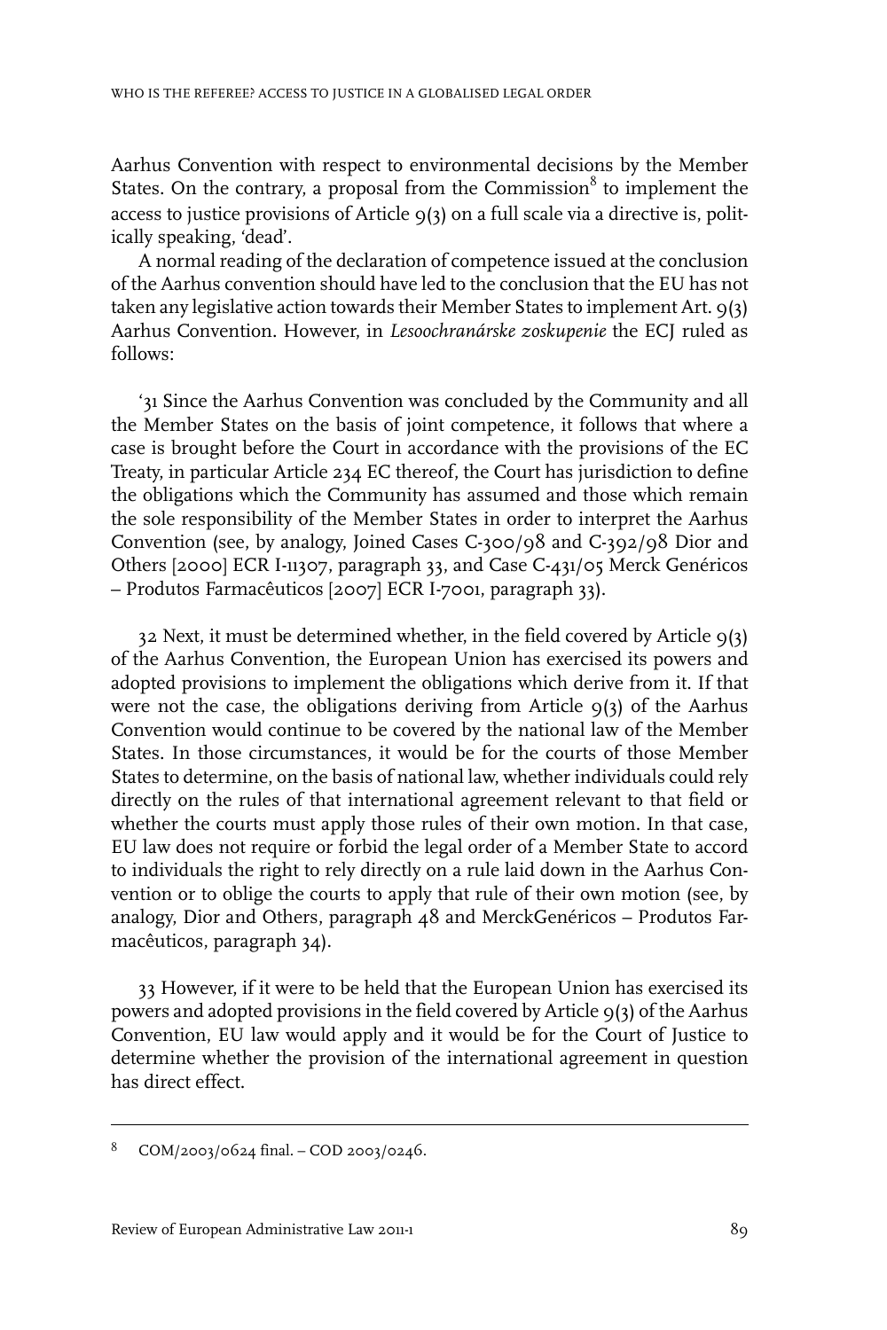Aarhus Convention with respect to environmental decisions by the Member States. On the contrary, a proposal from the Commission[8] to implement the access to justice provisions of Article 9(3) on a full scale via a directive is, politically speaking, 'dead'.

A normal reading of the declaration of competence issued at the conclusion of the Aarhus convention should have led to the conclusion that the EU has not taken any legislative action towards their Member States to implement Art. 9(3) Aarhus Convention. However, in *Lesoochranárske zoskupenie* the ECJ ruled as follows:

'31 Since the Aarhus Convention was concluded by the Community and all the Member States on the basis of joint competence, it follows that where a case is brought before the Court in accordance with the provisions of the EC Treaty, in particular Article 234 EC thereof, the Court has jurisdiction to define the obligations which the Community has assumed and those which remain the sole responsibility of the Member States in order to interpret the Aarhus Convention (see, by analogy, Joined Cases C-300/98 and C-392/98 Dior and Others [2000] ECR I-11307, paragraph 33, and Case C-431/05 Merck Genéricos – Produtos Farmacêuticos [2007] ECR I-7001, paragraph 33).

32 Next, it must be determined whether, in the field covered by Article 9(3) of the Aarhus Convention, the European Union has exercised its powers and adopted provisions to implement the obligations which derive from it. If that were not the case, the obligations deriving from Article 9(3) of the Aarhus Convention would continue to be covered by the national law of the Member States. In those circumstances, it would be for the courts of those Member States to determine, on the basis of national law, whether individuals could rely directly on the rules of that international agreement relevant to that field or whether the courts must apply those rules of their own motion. In that case, EU law does not require or forbid the legal order of a Member State to accord to individuals the right to rely directly on a rule laid down in the Aarhus Convention or to oblige the courts to apply that rule of their own motion (see, by analogy, Dior and Others, paragraph 48 and MerckGenéricos – Produtos Farmacêuticos, paragraph 34).

33 However, if it were to be held that the European Union has exercised its powers and adopted provisions in the field covered by Article 9(3) of the Aarhus Convention, EU law would apply and it would be for the Court of Justice to determine whether the provision of the international agreement in question has direct effect.

---

[8] COM/2003/0624 final. – COD 2003/0246.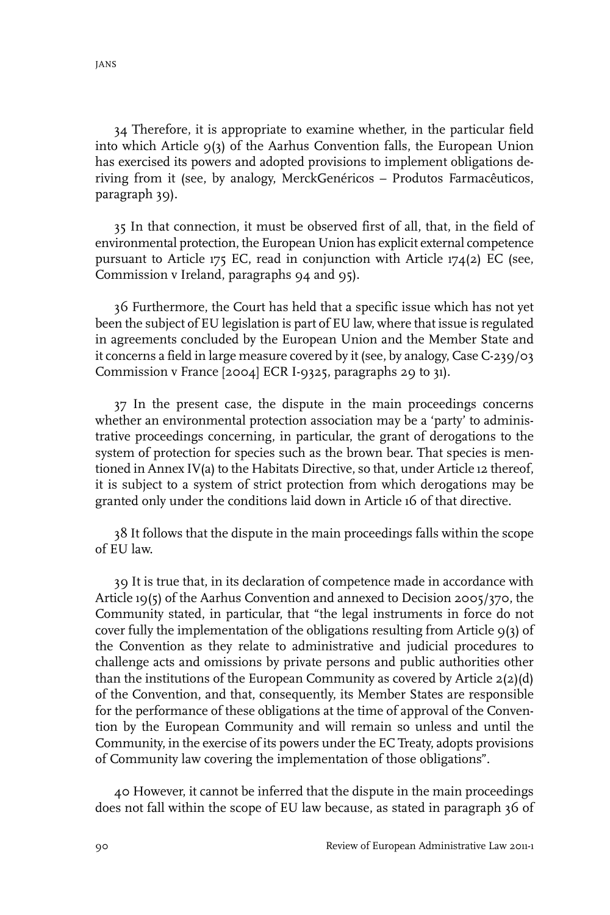34 Therefore, it is appropriate to examine whether, in the particular field into which Article 9(3) of the Aarhus Convention falls, the European Union has exercised its powers and adopted provisions to implement obligations deriving from it (see, by analogy, MerckGenéricos – Produtos Farmacêuticos, paragraph 39).

35 In that connection, it must be observed first of all, that, in the field of environmental protection, the European Union has explicit external competence pursuant to Article 175 EC, read in conjunction with Article 174(2) EC (see, Commission v Ireland, paragraphs 94 and 95).

36 Furthermore, the Court has held that a specific issue which has not yet been the subject of EU legislation is part of EU law, where that issue is regulated in agreements concluded by the European Union and the Member State and it concerns a field in large measure covered by it (see, by analogy, Case C-239/03 Commission v France [2004] ECR I-9325, paragraphs 29 to 31).

37 In the present case, the dispute in the main proceedings concerns whether an environmental protection association may be a 'party' to administrative proceedings concerning, in particular, the grant of derogations to the system of protection for species such as the brown bear. That species is mentioned in Annex IV(a) to the Habitats Directive, so that, under Article 12 thereof, it is subject to a system of strict protection from which derogations may be granted only under the conditions laid down in Article 16 of that directive.

38 It follows that the dispute in the main proceedings falls within the scope of EU law.

39 It is true that, in its declaration of competence made in accordance with Article 19(5) of the Aarhus Convention and annexed to Decision 2005/370, the Community stated, in particular, that "the legal instruments in force do not cover fully the implementation of the obligations resulting from Article 9(3) of the Convention as they relate to administrative and judicial procedures to challenge acts and omissions by private persons and public authorities other than the institutions of the European Community as covered by Article 2(2)(d) of the Convention, and that, consequently, its Member States are responsible for the performance of these obligations at the time of approval of the Convention by the European Community and will remain so unless and until the Community, in the exercise of its powers under the EC Treaty, adopts provisions of Community law covering the implementation of those obligations".

40 However, it cannot be inferred that the dispute in the main proceedings does not fall within the scope of EU law because, as stated in paragraph 36 of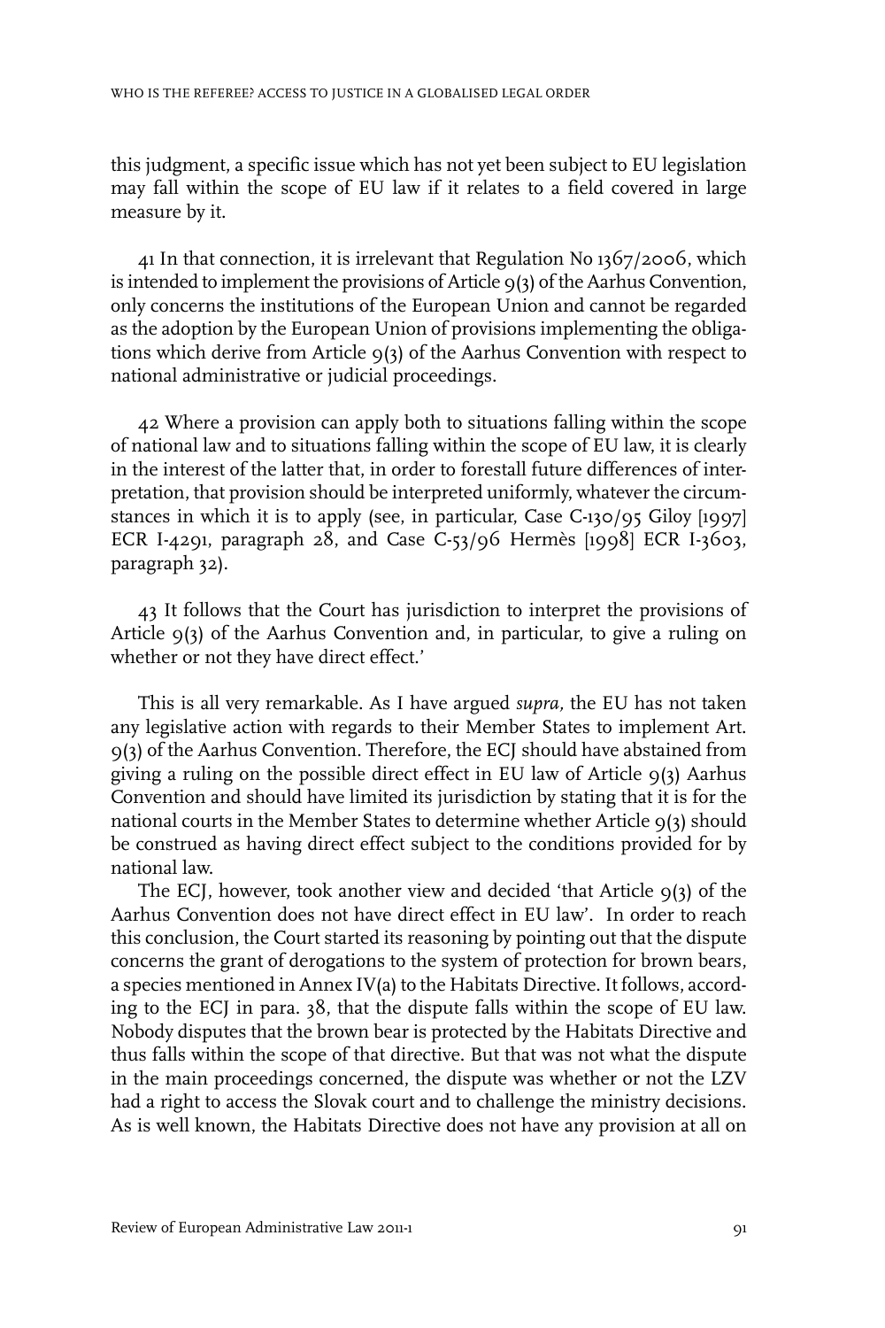this judgment, a specific issue which has not yet been subject to EU legislation may fall within the scope of EU law if it relates to a field covered in large measure by it.

41 In that connection, it is irrelevant that Regulation No 1367/2006, which is intended to implement the provisions of Article 9(3) of the Aarhus Convention, only concerns the institutions of the European Union and cannot be regarded as the adoption by the European Union of provisions implementing the obligations which derive from Article 9(3) of the Aarhus Convention with respect to national administrative or judicial proceedings.

42 Where a provision can apply both to situations falling within the scope of national law and to situations falling within the scope of EU law, it is clearly in the interest of the latter that, in order to forestall future differences of interpretation, that provision should be interpreted uniformly, whatever the circumstances in which it is to apply (see, in particular, Case C-130/95 Giloy [1997] ECR I-4291, paragraph 28, and Case C-53/96 Hermès [1998] ECR I-3603, paragraph 32).

43 It follows that the Court has jurisdiction to interpret the provisions of Article 9(3) of the Aarhus Convention and, in particular, to give a ruling on whether or not they have direct effect.'

This is all very remarkable. As I have argued *supra,* the EU has not taken any legislative action with regards to their Member States to implement Art. 9(3) of the Aarhus Convention. Therefore, the ECJ should have abstained from giving a ruling on the possible direct effect in EU law of Article 9(3) Aarhus Convention and should have limited its jurisdiction by stating that it is for the national courts in the Member States to determine whether Article 9(3) should be construed as having direct effect subject to the conditions provided for by national law.

The ECJ, however, took another view and decided 'that Article 9(3) of the Aarhus Convention does not have direct effect in EU law'. In order to reach this conclusion, the Court started its reasoning by pointing out that the dispute concerns the grant of derogations to the system of protection for brown bears, a species mentioned in Annex IV(a) to the Habitats Directive. It follows, according to the ECJ in para. 38, that the dispute falls within the scope of EU law. Nobody disputes that the brown bear is protected by the Habitats Directive and thus falls within the scope of that directive. But that was not what the dispute in the main proceedings concerned, the dispute was whether or not the LZV had a right to access the Slovak court and to challenge the ministry decisions. As is well known, the Habitats Directive does not have any provision at all on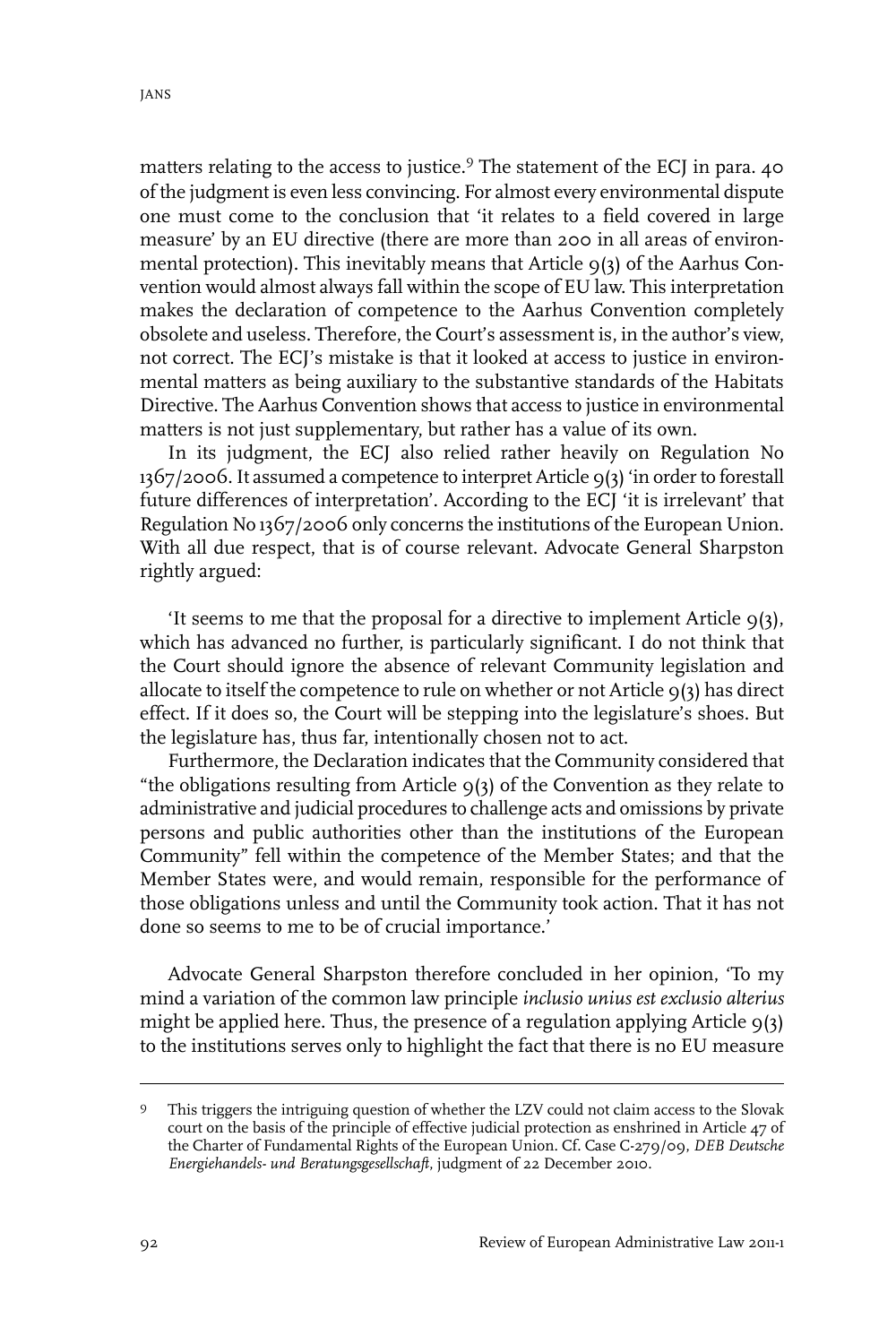matters relating to the access to justice.[9] The statement of the ECJ in para. 40 of the judgment is even less convincing. For almost every environmental dispute one must come to the conclusion that 'it relates to a field covered in large measure' by an EU directive (there are more than 200 in all areas of environmental protection). This inevitably means that Article 9(3) of the Aarhus Convention would almost always fall within the scope of EU law. This interpretation makes the declaration of competence to the Aarhus Convention completely obsolete and useless. Therefore, the Court's assessment is, in the author's view, not correct. The ECJ's mistake is that it looked at access to justice in environmental matters as being auxiliary to the substantive standards of the Habitats Directive. The Aarhus Convention shows that access to justice in environmental matters is not just supplementary, but rather has a value of its own.

In its judgment, the ECJ also relied rather heavily on Regulation No 1367/2006. It assumed a competence to interpret Article 9(3) 'in order to forestall future differences of interpretation'. According to the ECJ 'it is irrelevant' that Regulation No 1367/2006 only concerns the institutions of the European Union. With all due respect, that is of course relevant. Advocate General Sharpston rightly argued:

> 'It seems to me that the proposal for a directive to implement Article 9(3), which has advanced no further, is particularly significant. I do not think that the Court should ignore the absence of relevant Community legislation and allocate to itself the competence to rule on whether or not Article 9(3) has direct effect. If it does so, the Court will be stepping into the legislature's shoes. But the legislature has, thus far, intentionally chosen not to act.
>
> Furthermore, the Declaration indicates that the Community considered that "the obligations resulting from Article 9(3) of the Convention as they relate to administrative and judicial procedures to challenge acts and omissions by private persons and public authorities other than the institutions of the European Community" fell within the competence of the Member States; and that the Member States were, and would remain, responsible for the performance of those obligations unless and until the Community took action. That it has not done so seems to me to be of crucial importance.'

Advocate General Sharpston therefore concluded in her opinion, 'To my mind a variation of the common law principle *inclusio unius est exclusio alterius* might be applied here. Thus, the presence of a regulation applying Article 9(3) to the institutions serves only to highlight the fact that there is no EU measure

---

[9] This triggers the intriguing question of whether the LZV could not claim access to the Slovak court on the basis of the principle of effective judicial protection as enshrined in Article 47 of the Charter of Fundamental Rights of the European Union. Cf. Case C-279/09, *DEB Deutsche Energiehandels- und Beratungsgesellschaft*, judgment of 22 December 2010.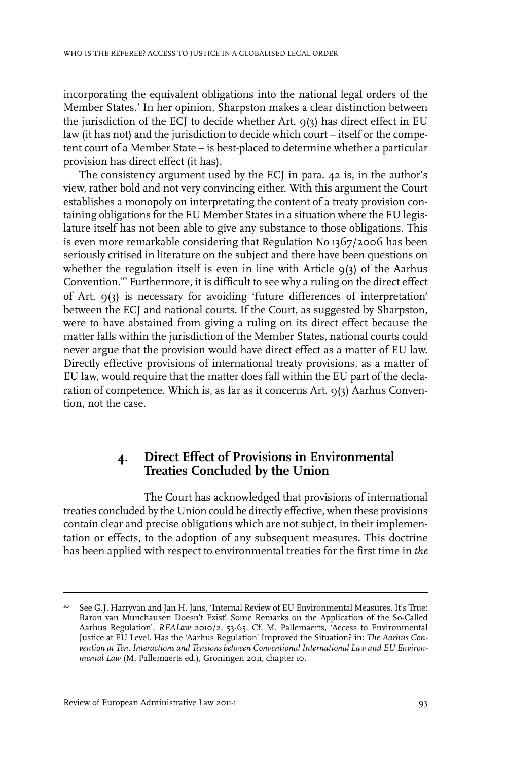incorporating the equivalent obligations into the national legal orders of the Member States.' In her opinion, Sharpston makes a clear distinction between the jurisdiction of the ECJ to decide whether Art. 9(3) has direct effect in EU law (it has not) and the jurisdiction to decide which court – itself or the competent court of a Member State – is best-placed to determine whether a particular provision has direct effect (it has).

The consistency argument used by the ECJ in para. 42 is, in the author's view, rather bold and not very convincing either. With this argument the Court establishes a monopoly on interpretating the content of a treaty provision containing obligations for the EU Member States in a situation where the EU legislature itself has not been able to give any substance to those obligations. This is even more remarkable considering that Regulation No 1367/2006 has been seriously critised in literature on the subject and there have been questions on whether the regulation itself is even in line with Article 9(3) of the Aarhus Convention.[10] Furthermore, it is difficult to see why a ruling on the direct effect of Art. 9(3) is necessary for avoiding 'future differences of interpretation' between the ECJ and national courts. If the Court, as suggested by Sharpston, were to have abstained from giving a ruling on its direct effect because the matter falls within the jurisdiction of the Member States, national courts could never argue that the provision would have direct effect as a matter of EU law. Directly effective provisions of international treaty provisions, as a matter of EU law, would require that the matter does fall within the EU part of the declaration of competence. Which is, as far as it concerns Art. 9(3) Aarhus Convention, not the case.

## 4. Direct Effect of Provisions in Environmental Treaties Concluded by the Union

The Court has acknowledged that provisions of international treaties concluded by the Union could be directly effective, when these provisions contain clear and precise obligations which are not subject, in their implementation or effects, to the adoption of any subsequent measures. This doctrine has been applied with respect to environmental treaties for the first time in *the*

---

[10] See G.J. Harryvan and Jan H. Jans, 'Internal Review of EU Environmental Measures. It's True: Baron van Munchausen Doesn't Exist! Some Remarks on the Application of the So-Called Aarhus Regulation', *REALaw* 2010/2, 53-65. Cf. M. Pallemaerts, 'Access to Environmental Justice at EU Level. Has the 'Aarhus Regulation' Improved the Situation? in: *The Aarhus Convention at Ten. Interactions and Tensions between Conventional International Law and EU Environmental Law* (M. Pallemaerts ed.), Groningen 2011, chapter 10.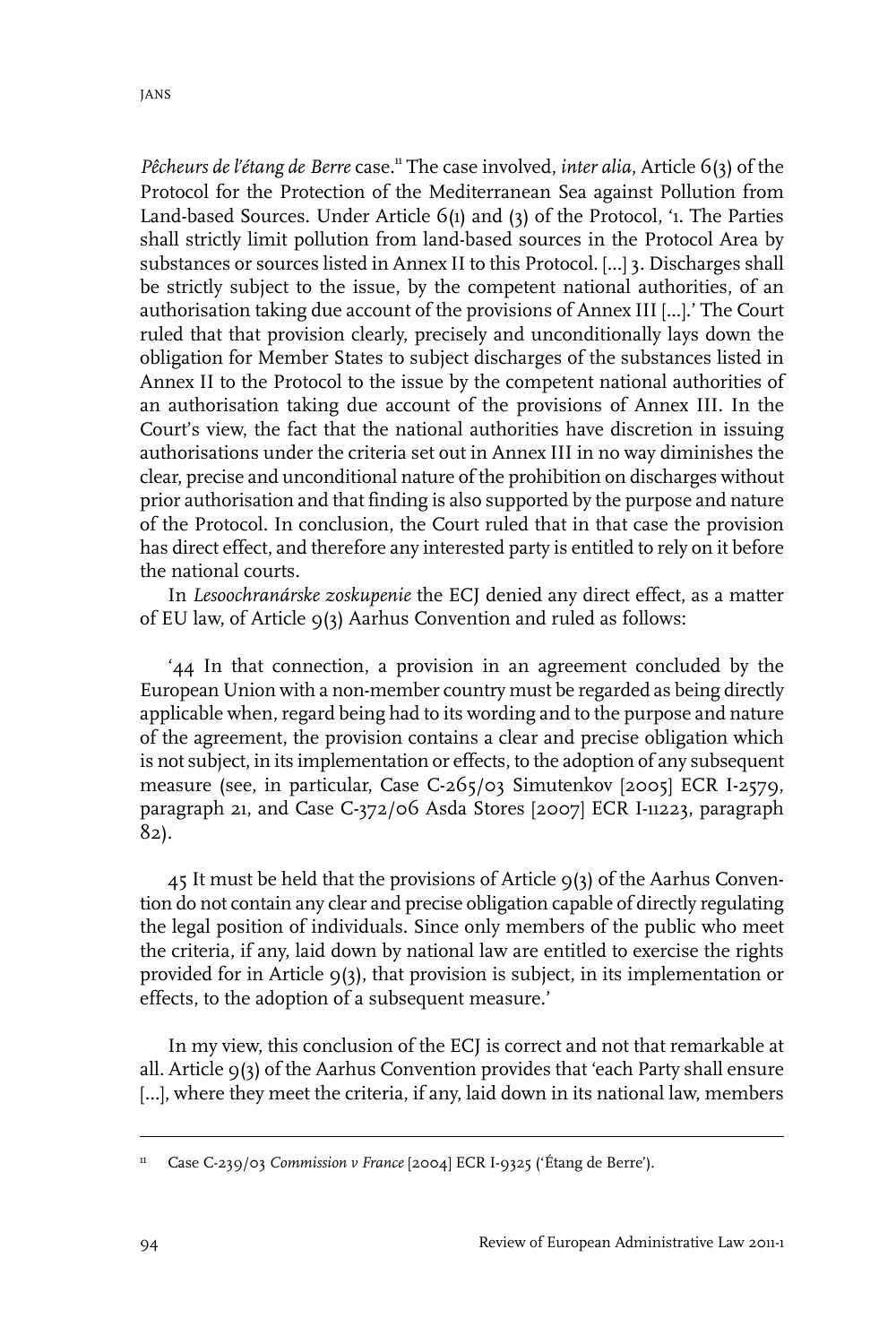*Pêcheurs de l'étang de Berre* case.[11] The case involved, *inter alia*, Article 6(3) of the Protocol for the Protection of the Mediterranean Sea against Pollution from Land-based Sources. Under Article 6(1) and (3) of the Protocol, '1. The Parties shall strictly limit pollution from land-based sources in the Protocol Area by substances or sources listed in Annex II to this Protocol. [...] 3. Discharges shall be strictly subject to the issue, by the competent national authorities, of an authorisation taking due account of the provisions of Annex III [...].' The Court ruled that that provision clearly, precisely and unconditionally lays down the obligation for Member States to subject discharges of the substances listed in Annex II to the Protocol to the issue by the competent national authorities of an authorisation taking due account of the provisions of Annex III. In the Court's view, the fact that the national authorities have discretion in issuing authorisations under the criteria set out in Annex III in no way diminishes the clear, precise and unconditional nature of the prohibition on discharges without prior authorisation and that finding is also supported by the purpose and nature of the Protocol. In conclusion, the Court ruled that in that case the provision has direct effect, and therefore any interested party is entitled to rely on it before the national courts.

In *Lesoochranárske zoskupenie* the ECJ denied any direct effect, as a matter of EU law, of Article 9(3) Aarhus Convention and ruled as follows:

> '44 In that connection, a provision in an agreement concluded by the European Union with a non-member country must be regarded as being directly applicable when, regard being had to its wording and to the purpose and nature of the agreement, the provision contains a clear and precise obligation which is not subject, in its implementation or effects, to the adoption of any subsequent measure (see, in particular, Case C-265/03 Simutenkov [2005] ECR I-2579, paragraph 21, and Case C-372/06 Asda Stores [2007] ECR I-11223, paragraph 82).
>
> 45 It must be held that the provisions of Article 9(3) of the Aarhus Convention do not contain any clear and precise obligation capable of directly regulating the legal position of individuals. Since only members of the public who meet the criteria, if any, laid down by national law are entitled to exercise the rights provided for in Article 9(3), that provision is subject, in its implementation or effects, to the adoption of a subsequent measure.'

In my view, this conclusion of the ECJ is correct and not that remarkable at all. Article 9(3) of the Aarhus Convention provides that 'each Party shall ensure [...], where they meet the criteria, if any, laid down in its national law, members

---

[11] Case C-239/03 *Commission v France* [2004] ECR I-9325 ('Étang de Berre').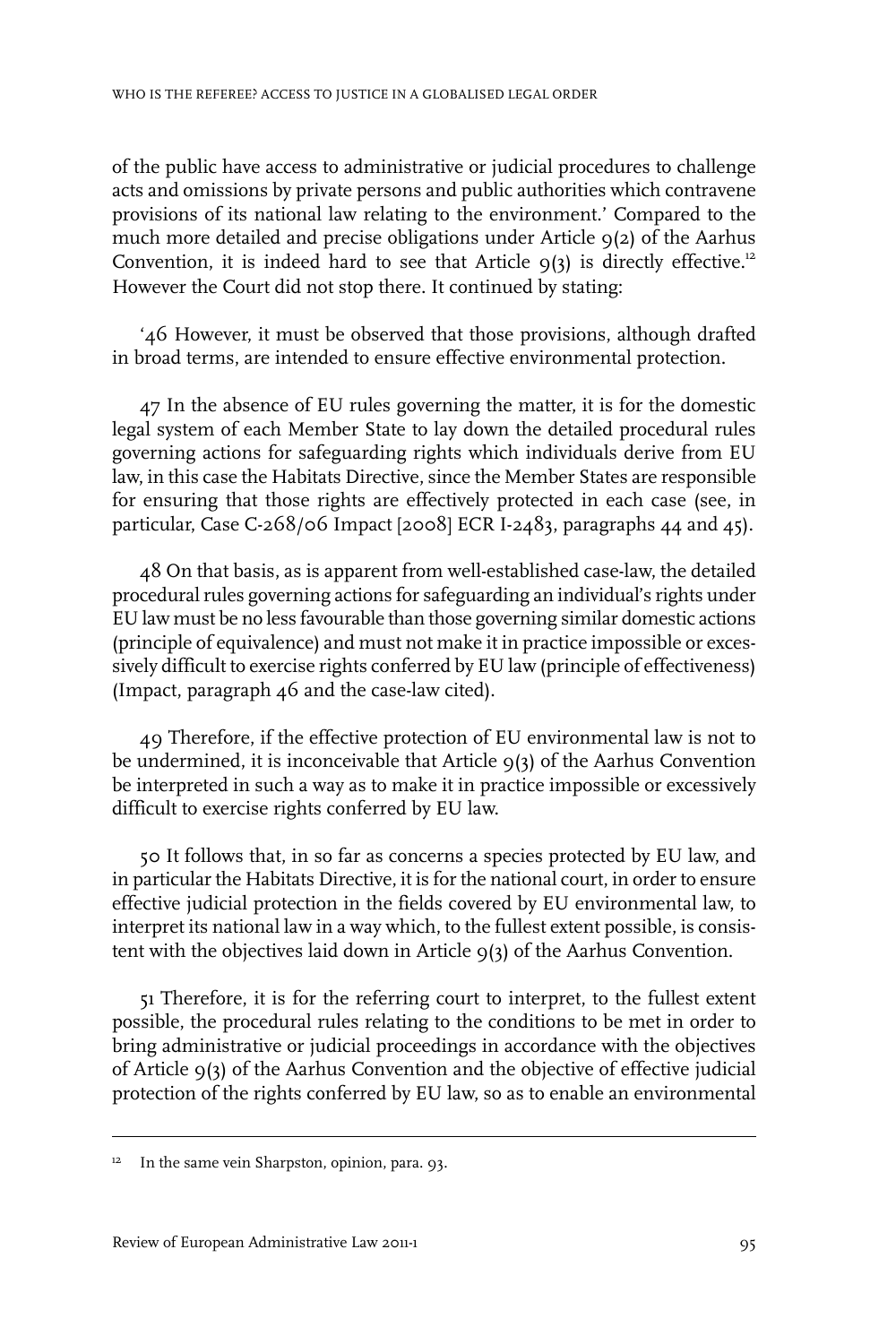of the public have access to administrative or judicial procedures to challenge acts and omissions by private persons and public authorities which contravene provisions of its national law relating to the environment.' Compared to the much more detailed and precise obligations under Article 9(2) of the Aarhus Convention, it is indeed hard to see that Article 9(3) is directly effective.[12] However the Court did not stop there. It continued by stating:

> '46 However, it must be observed that those provisions, although drafted in broad terms, are intended to ensure effective environmental protection.
>
> 47 In the absence of EU rules governing the matter, it is for the domestic legal system of each Member State to lay down the detailed procedural rules governing actions for safeguarding rights which individuals derive from EU law, in this case the Habitats Directive, since the Member States are responsible for ensuring that those rights are effectively protected in each case (see, in particular, Case C-268/06 Impact [2008] ECR I-2483, paragraphs 44 and 45).
>
> 48 On that basis, as is apparent from well-established case-law, the detailed procedural rules governing actions for safeguarding an individual's rights under EU law must be no less favourable than those governing similar domestic actions (principle of equivalence) and must not make it in practice impossible or excessively difficult to exercise rights conferred by EU law (principle of effectiveness) (Impact, paragraph 46 and the case-law cited).
>
> 49 Therefore, if the effective protection of EU environmental law is not to be undermined, it is inconceivable that Article 9(3) of the Aarhus Convention be interpreted in such a way as to make it in practice impossible or excessively difficult to exercise rights conferred by EU law.
>
> 50 It follows that, in so far as concerns a species protected by EU law, and in particular the Habitats Directive, it is for the national court, in order to ensure effective judicial protection in the fields covered by EU environmental law, to interpret its national law in a way which, to the fullest extent possible, is consistent with the objectives laid down in Article 9(3) of the Aarhus Convention.
>
> 51 Therefore, it is for the referring court to interpret, to the fullest extent possible, the procedural rules relating to the conditions to be met in order to bring administrative or judicial proceedings in accordance with the objectives of Article 9(3) of the Aarhus Convention and the objective of effective judicial protection of the rights conferred by EU law, so as to enable an environmental

---

[12] In the same vein Sharpston, opinion, para. 93.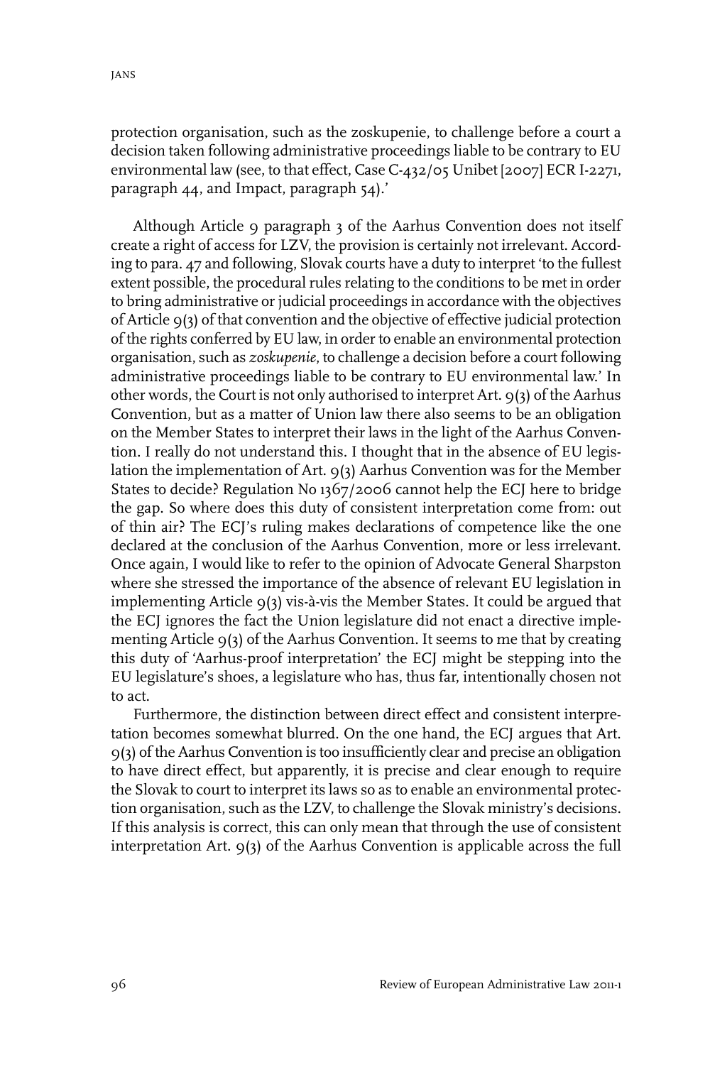protection organisation, such as the zoskupenie, to challenge before a court a decision taken following administrative proceedings liable to be contrary to EU environmental law (see, to that effect, Case C-432/05 Unibet [2007] ECR I-2271, paragraph 44, and Impact, paragraph 54).'

Although Article 9 paragraph 3 of the Aarhus Convention does not itself create a right of access for LZV, the provision is certainly not irrelevant. According to para. 47 and following, Slovak courts have a duty to interpret 'to the fullest extent possible, the procedural rules relating to the conditions to be met in order to bring administrative or judicial proceedings in accordance with the objectives of Article 9(3) of that convention and the objective of effective judicial protection of the rights conferred by EU law, in order to enable an environmental protection organisation, such as *zoskupenie*, to challenge a decision before a court following administrative proceedings liable to be contrary to EU environmental law.' In other words, the Court is not only authorised to interpret Art. 9(3) of the Aarhus Convention, but as a matter of Union law there also seems to be an obligation on the Member States to interpret their laws in the light of the Aarhus Convention. I really do not understand this. I thought that in the absence of EU legislation the implementation of Art. 9(3) Aarhus Convention was for the Member States to decide? Regulation No 1367/2006 cannot help the ECJ here to bridge the gap. So where does this duty of consistent interpretation come from: out of thin air? The ECJ's ruling makes declarations of competence like the one declared at the conclusion of the Aarhus Convention, more or less irrelevant. Once again, I would like to refer to the opinion of Advocate General Sharpston where she stressed the importance of the absence of relevant EU legislation in implementing Article 9(3) vis-à-vis the Member States. It could be argued that the ECJ ignores the fact the Union legislature did not enact a directive implementing Article 9(3) of the Aarhus Convention. It seems to me that by creating this duty of 'Aarhus-proof interpretation' the ECJ might be stepping into the EU legislature's shoes, a legislature who has, thus far, intentionally chosen not to act.

Furthermore, the distinction between direct effect and consistent interpretation becomes somewhat blurred. On the one hand, the ECJ argues that Art. 9(3) of the Aarhus Convention is too insufficiently clear and precise an obligation to have direct effect, but apparently, it is precise and clear enough to require the Slovak to court to interpret its laws so as to enable an environmental protection organisation, such as the LZV, to challenge the Slovak ministry's decisions. If this analysis is correct, this can only mean that through the use of consistent interpretation Art. 9(3) of the Aarhus Convention is applicable across the full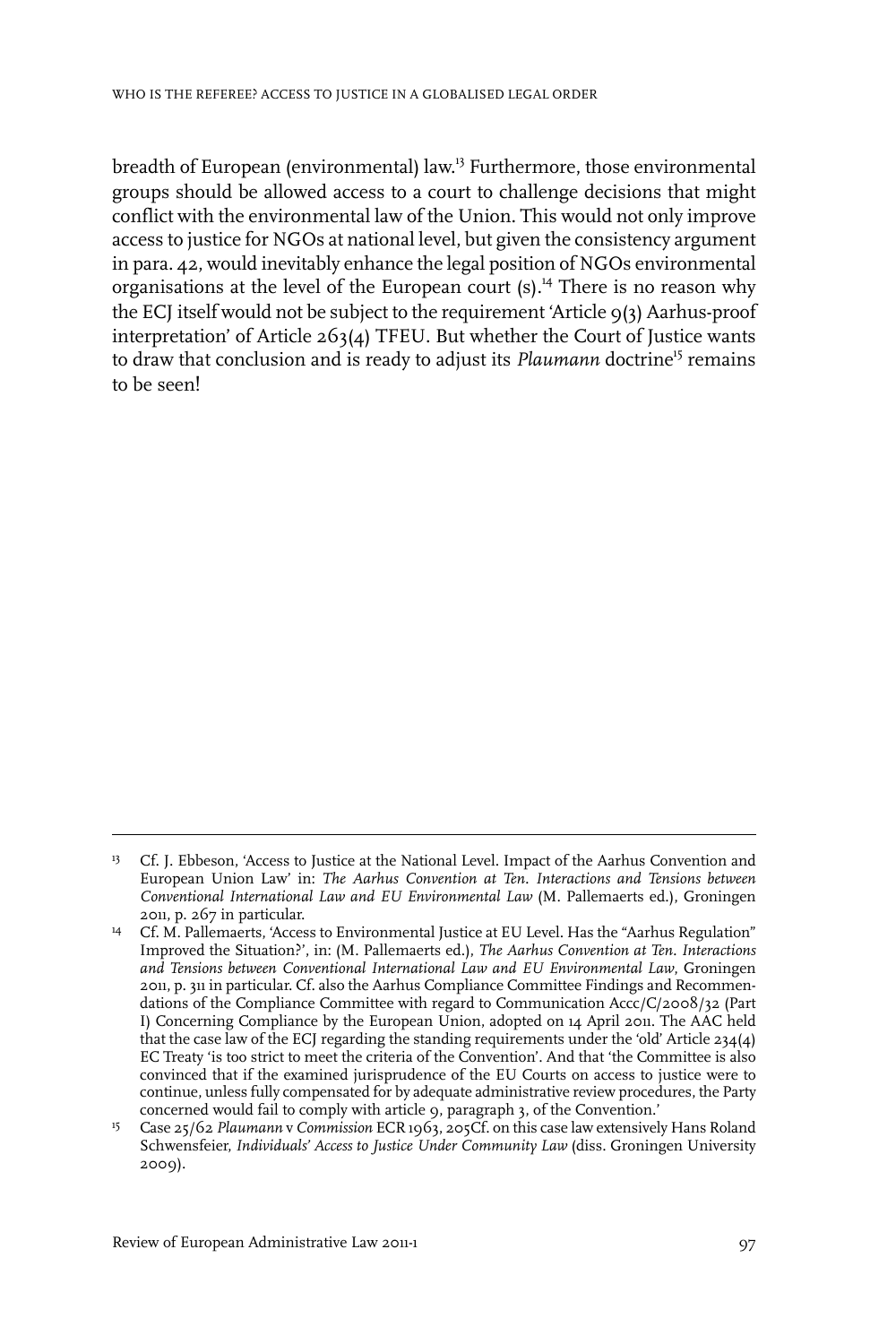breadth of European (environmental) law.[13] Furthermore, those environmental groups should be allowed access to a court to challenge decisions that might conflict with the environmental law of the Union. This would not only improve access to justice for NGOs at national level, but given the consistency argument in para. 42, would inevitably enhance the legal position of NGOs environmental organisations at the level of the European court (s).[14] There is no reason why the ECJ itself would not be subject to the requirement 'Article 9(3) Aarhus-proof interpretation' of Article 263(4) TFEU. But whether the Court of Justice wants to draw that conclusion and is ready to adjust its *Plaumann* doctrine[15] remains to be seen!

---

13 Cf. J. Ebbeson, 'Access to Justice at the National Level. Impact of the Aarhus Convention and European Union Law' in: *The Aarhus Convention at Ten. Interactions and Tensions between Conventional International Law and EU Environmental Law* (M. Pallemaerts ed.), Groningen 2011, p. 267 in particular.

14 Cf. M. Pallemaerts, 'Access to Environmental Justice at EU Level. Has the "Aarhus Regulation" Improved the Situation?', in: (M. Pallemaerts ed.), *The Aarhus Convention at Ten. Interactions and Tensions between Conventional International Law and EU Environmental Law*, Groningen 2011, p. 311 in particular. Cf. also the Aarhus Compliance Committee Findings and Recommendations of the Compliance Committee with regard to Communication Accc/C/2008/32 (Part I) Concerning Compliance by the European Union, adopted on 14 April 2011. The AAC held that the case law of the ECJ regarding the standing requirements under the 'old' Article 234(4) EC Treaty 'is too strict to meet the criteria of the Convention'. And that 'the Committee is also convinced that if the examined jurisprudence of the EU Courts on access to justice were to continue, unless fully compensated for by adequate administrative review procedures, the Party concerned would fail to comply with article 9, paragraph 3, of the Convention.'

15 Case 25/62 *Plaumann* v *Commission* ECR 1963, 205Cf. on this case law extensively Hans Roland Schwensfeier, *Individuals' Access to Justice Under Community Law* (diss. Groningen University 2009).